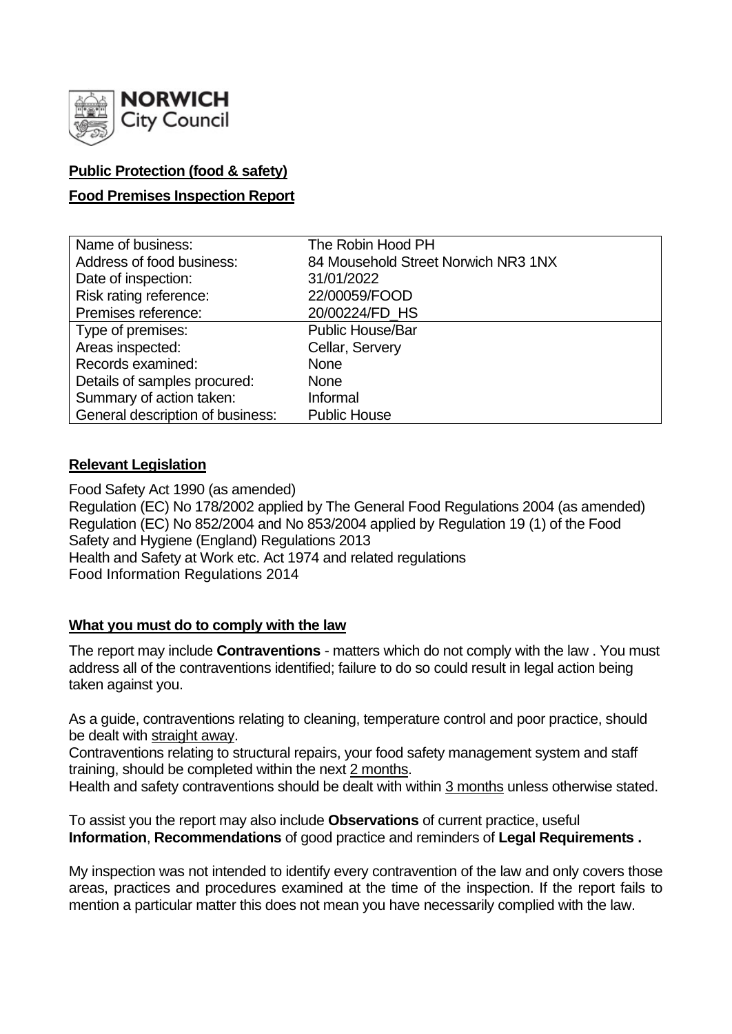**NORWICH City Council**

**Public Protection (food & safety)**

**Food Premises Inspection Report**

| Name of business: | The Robin Hood PH |
| --- | --- |
| Address of food business: | 84 Mousehold Street Norwich NR3 1NX |
| Date of inspection: | 31/01/2022 |
| Risk rating reference: | 22/00059/FOOD |
| Premises reference: | 20/00224/FD_HS |
| Type of premises: | Public House/Bar |
| Areas inspected: | Cellar, Servery |
| Records examined: | None |
| Details of samples procured: | None |
| Summary of action taken: | Informal |
| General description of business: | Public House |

**Relevant Legislation**

Food Safety Act 1990 (as amended)
Regulation (EC) No 178/2002 applied by The General Food Regulations 2004 (as amended)
Regulation (EC) No 852/2004 and No 853/2004 applied by Regulation 19 (1) of the Food Safety and Hygiene (England) Regulations 2013
Health and Safety at Work etc. Act 1974 and related regulations
Food Information Regulations 2014

**What you must do to comply with the law**

The report may include **Contraventions** - matters which do not comply with the law . You must address all of the contraventions identified; failure to do so could result in legal action being taken against you.

As a guide, contraventions relating to cleaning, temperature control and poor practice, should be dealt with straight away.
Contraventions relating to structural repairs, your food safety management system and staff training, should be completed within the next 2 months.
Health and safety contraventions should be dealt with within 3 months unless otherwise stated.

To assist you the report may also include **Observations** of current practice, useful **Information**, **Recommendations** of good practice and reminders of **Legal Requirements .**

My inspection was not intended to identify every contravention of the law and only covers those areas, practices and procedures examined at the time of the inspection. If the report fails to mention a particular matter this does not mean you have necessarily complied with the law.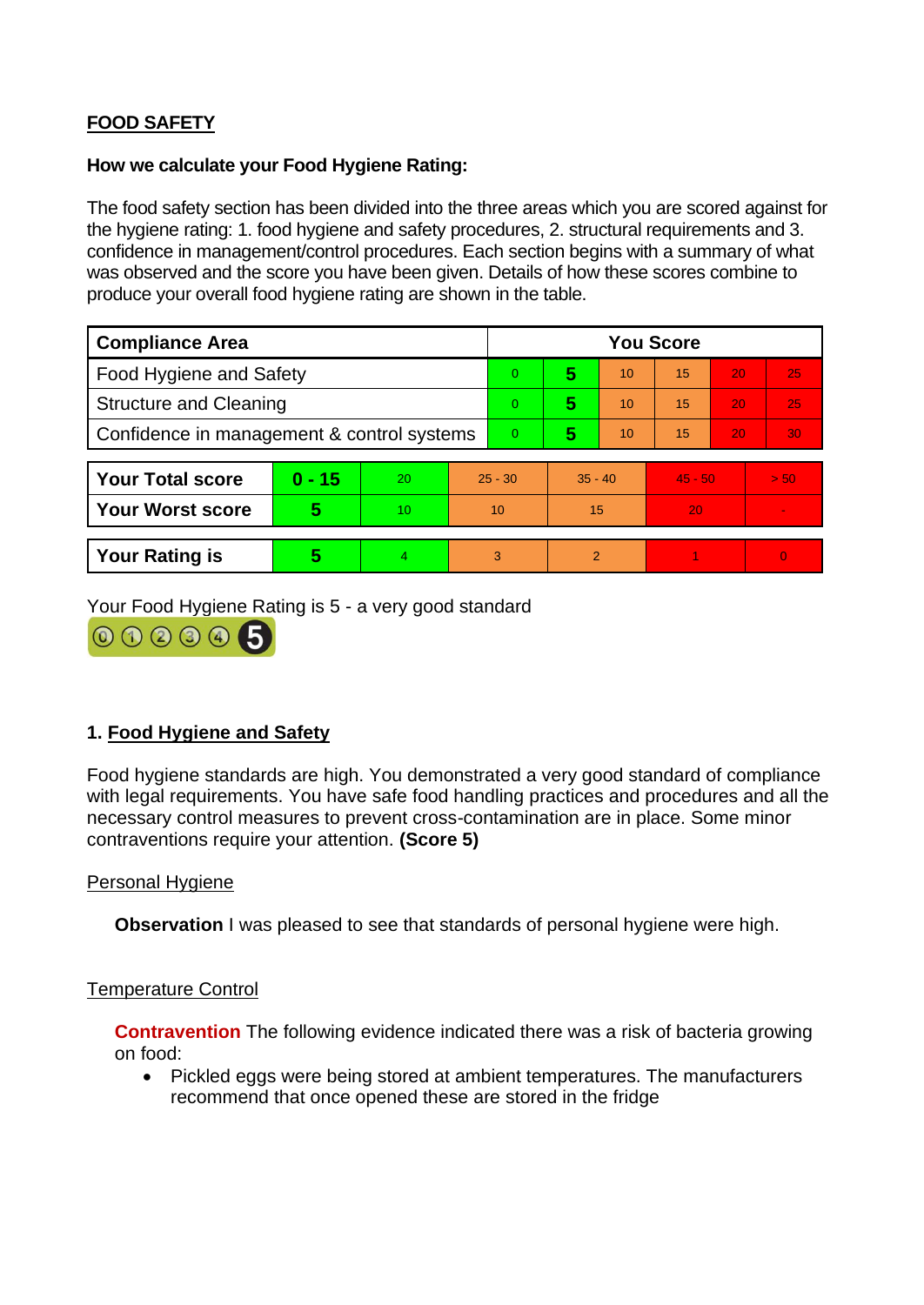## FOOD SAFETY

**How we calculate your Food Hygiene Rating:**

The food safety section has been divided into the three areas which you are scored against for the hygiene rating: 1. food hygiene and safety procedures, 2. structural requirements and 3. confidence in management/control procedures. Each section begins with a summary of what was observed and the score you have been given. Details of how these scores combine to produce your overall food hygiene rating are shown in the table.

| Compliance Area | You Score | | | | | |
|---|---|---|---|---|---|---|
| Food Hygiene and Safety | 0 | **5** | 10 | 15 | 20 | 25 |
| Structure and Cleaning | 0 | **5** | 10 | 15 | 20 | 25 |
| Confidence in management & control systems | 0 | **5** | 10 | 15 | 20 | 30 |

| | | | | | | |
|---|---|---|---|---|---|---|
| **Your Total score** | **0 - 15** | 20 | 25 - 30 | 35 - 40 | 45 - 50 | > 50 |
| **Your Worst score** | **5** | 10 | 10 | 15 | 20 | - |
| **Your Rating is** | **5** | 4 | 3 | 2 | 1 | 0 |

Your Food Hygiene Rating is 5 - a very good standard

### 1. Food Hygiene and Safety

Food hygiene standards are high. You demonstrated a very good standard of compliance with legal requirements. You have safe food handling practices and procedures and all the necessary control measures to prevent cross-contamination are in place. Some minor contraventions require your attention. **(Score 5)**

Personal Hygiene

**Observation** I was pleased to see that standards of personal hygiene were high.

Temperature Control

**Contravention** The following evidence indicated there was a risk of bacteria growing on food:

- Pickled eggs were being stored at ambient temperatures. The manufacturers recommend that once opened these are stored in the fridge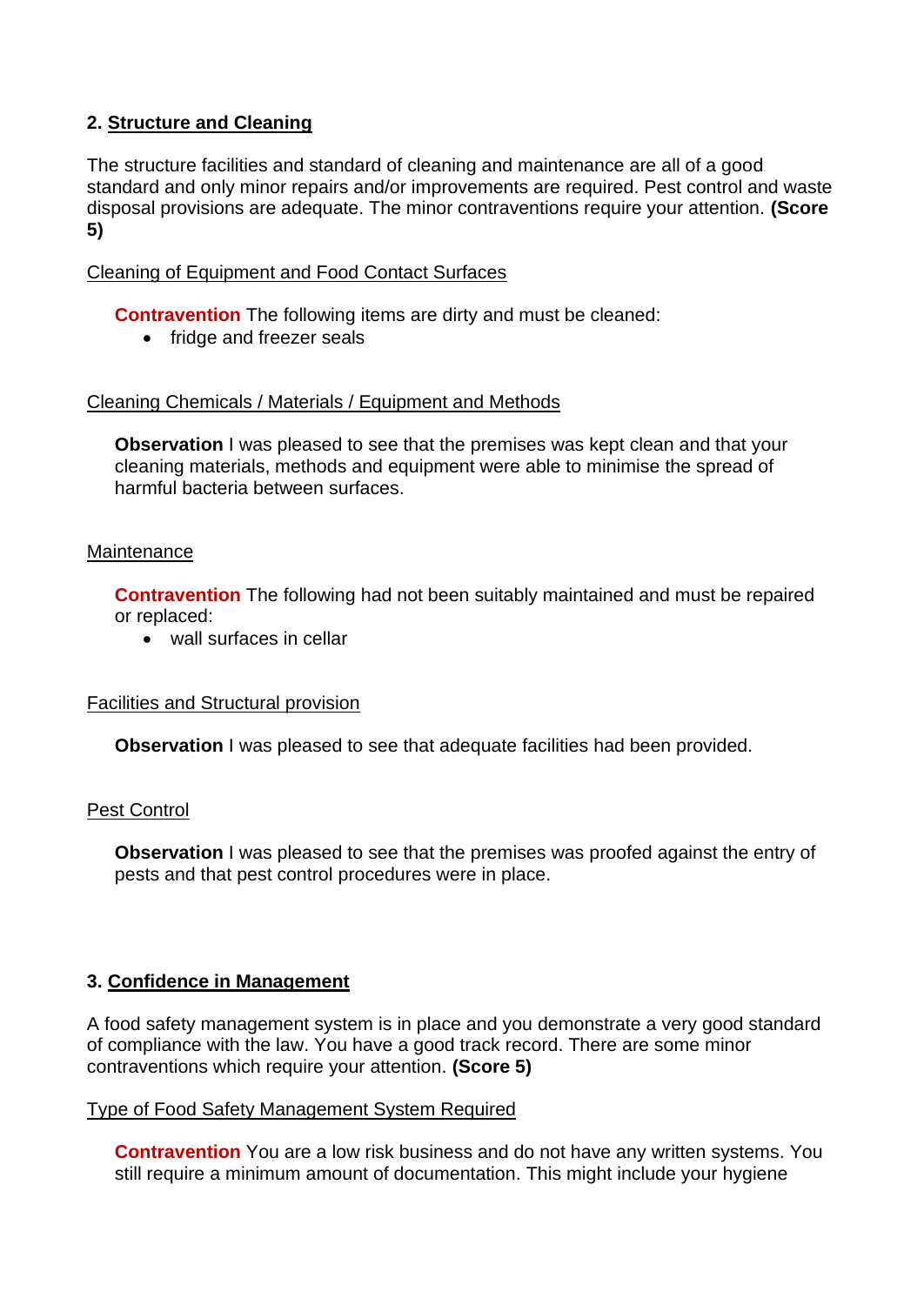## 2. Structure and Cleaning

The structure facilities and standard of cleaning and maintenance are all of a good standard and only minor repairs and/or improvements are required. Pest control and waste disposal provisions are adequate. The minor contraventions require your attention. **(Score 5)**

Cleaning of Equipment and Food Contact Surfaces

**Contravention** The following items are dirty and must be cleaned:

- fridge and freezer seals

Cleaning Chemicals / Materials / Equipment and Methods

**Observation** I was pleased to see that the premises was kept clean and that your cleaning materials, methods and equipment were able to minimise the spread of harmful bacteria between surfaces.

Maintenance

**Contravention** The following had not been suitably maintained and must be repaired or replaced:

- wall surfaces in cellar

Facilities and Structural provision

**Observation** I was pleased to see that adequate facilities had been provided.

Pest Control

**Observation** I was pleased to see that the premises was proofed against the entry of pests and that pest control procedures were in place.

## 3. Confidence in Management

A food safety management system is in place and you demonstrate a very good standard of compliance with the law. You have a good track record. There are some minor contraventions which require your attention. **(Score 5)**

Type of Food Safety Management System Required

**Contravention** You are a low risk business and do not have any written systems. You still require a minimum amount of documentation. This might include your hygiene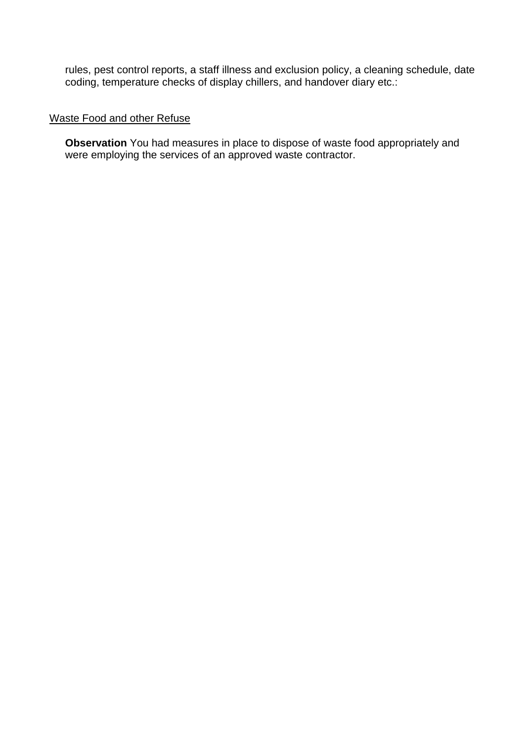rules, pest control reports, a staff illness and exclusion policy, a cleaning schedule, date coding, temperature checks of display chillers, and handover diary etc.:

<u>Waste Food and other Refuse</u>

**Observation** You had measures in place to dispose of waste food appropriately and were employing the services of an approved waste contractor.